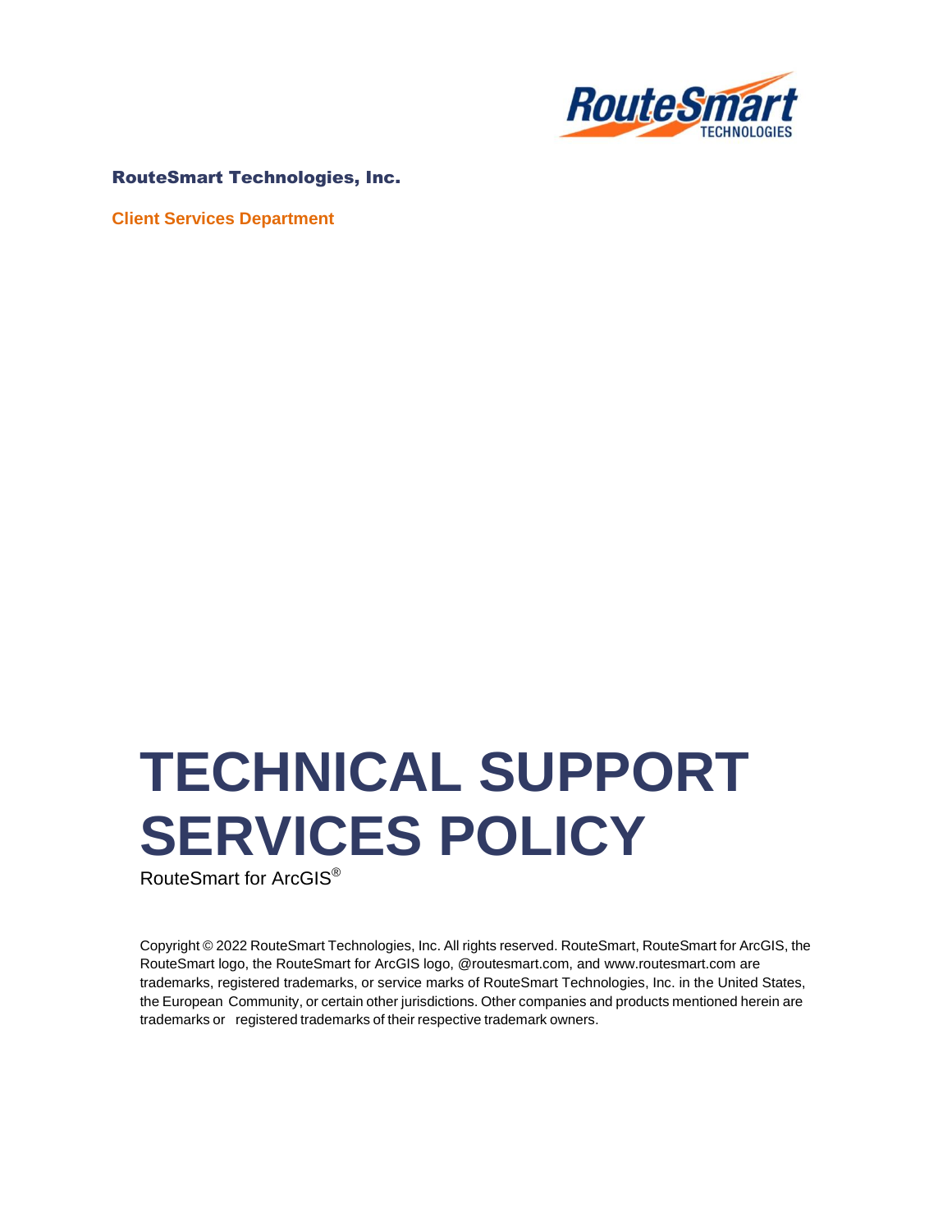**RouteSmart Technologies, Inc.**

**Client Services Department**

# TECHNICAL SUPPORT SERVICES POLICY

RouteSmart for ArcGIS®

Copyright © 2022 RouteSmart Technologies, Inc. All rights reserved. RouteSmart, RouteSmart for ArcGIS, the RouteSmart logo, the RouteSmart for ArcGIS logo, @routesmart.com, and www.routesmart.com are trademarks, registered trademarks, or service marks of RouteSmart Technologies, Inc. in the United States, the European Community, or certain other jurisdictions. Other companies and products mentioned herein are trademarks or registered trademarks of their respective trademark owners.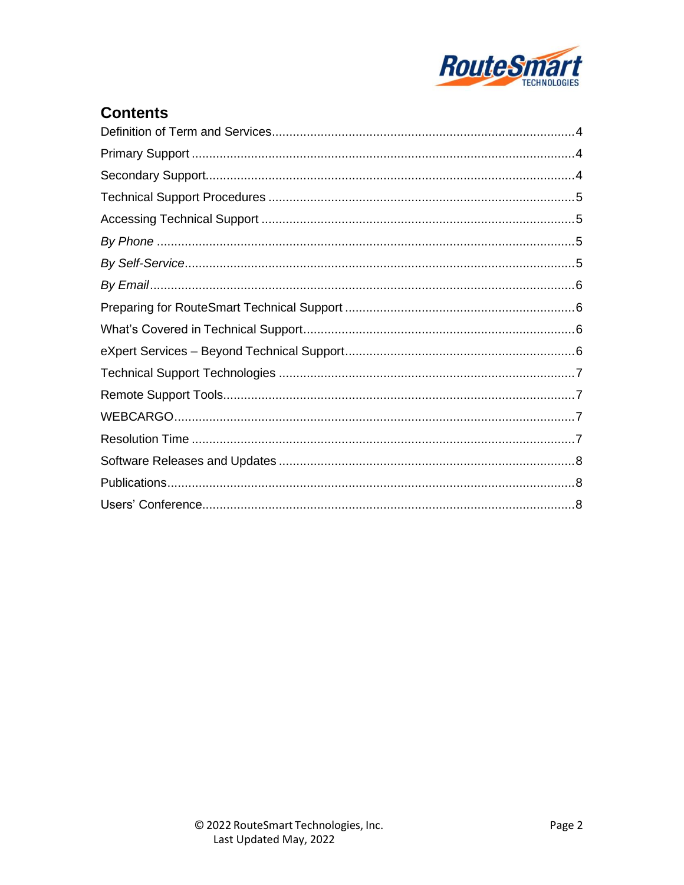## Contents

Definition of Term and Services....................................................................................4

Primary Support ..........................................................................................................4

Secondary Support......................................................................................................4

Technical Support Procedures .....................................................................................5

Accessing Technical Support ......................................................................................5

*By Phone* ....................................................................................................................5

*By Self-Service*.............................................................................................................5

*By Email*......................................................................................................................6

Preparing for RouteSmart Technical Support ................................................................6

What's Covered in Technical Support...........................................................................6

eXpert Services – Beyond Technical Support................................................................6

Technical Support Technologies ...................................................................................7

Remote Support Tools..................................................................................................7

WEBCARGO................................................................................................................7

Resolution Time ...........................................................................................................7

Software Releases and Updates ...................................................................................8

Publications..................................................................................................................8

Users' Conference.........................................................................................................8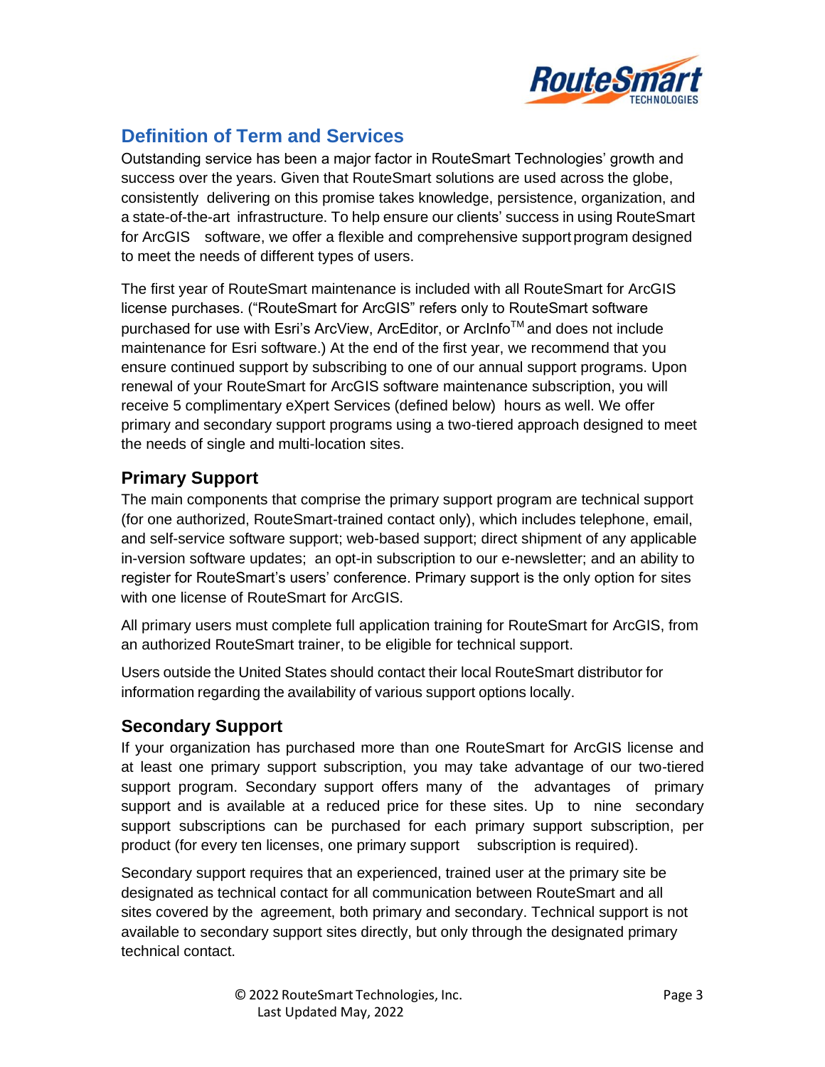## Definition of Term and Services

Outstanding service has been a major factor in RouteSmart Technologies' growth and success over the years. Given that RouteSmart solutions are used across the globe, consistently delivering on this promise takes knowledge, persistence, organization, and a state-of-the-art infrastructure. To help ensure our clients' success in using RouteSmart for ArcGIS software, we offer a flexible and comprehensive support program designed to meet the needs of different types of users.

The first year of RouteSmart maintenance is included with all RouteSmart for ArcGIS license purchases. ("RouteSmart for ArcGIS" refers only to RouteSmart software purchased for use with Esri's ArcView, ArcEditor, or ArcInfo™ and does not include maintenance for Esri software.) At the end of the first year, we recommend that you ensure continued support by subscribing to one of our annual support programs. Upon renewal of your RouteSmart for ArcGIS software maintenance subscription, you will receive 5 complimentary eXpert Services (defined below) hours as well. We offer primary and secondary support programs using a two-tiered approach designed to meet the needs of single and multi-location sites.

### Primary Support

The main components that comprise the primary support program are technical support (for one authorized, RouteSmart-trained contact only), which includes telephone, email, and self-service software support; web-based support; direct shipment of any applicable in-version software updates; an opt-in subscription to our e-newsletter; and an ability to register for RouteSmart's users' conference. Primary support is the only option for sites with one license of RouteSmart for ArcGIS.

All primary users must complete full application training for RouteSmart for ArcGIS, from an authorized RouteSmart trainer, to be eligible for technical support.

Users outside the United States should contact their local RouteSmart distributor for information regarding the availability of various support options locally.

### Secondary Support

If your organization has purchased more than one RouteSmart for ArcGIS license and at least one primary support subscription, you may take advantage of our two-tiered support program. Secondary support offers many of the advantages of primary support and is available at a reduced price for these sites. Up to nine secondary support subscriptions can be purchased for each primary support subscription, per product (for every ten licenses, one primary support subscription is required).

Secondary support requires that an experienced, trained user at the primary site be designated as technical contact for all communication between RouteSmart and all sites covered by the agreement, both primary and secondary. Technical support is not available to secondary support sites directly, but only through the designated primary technical contact.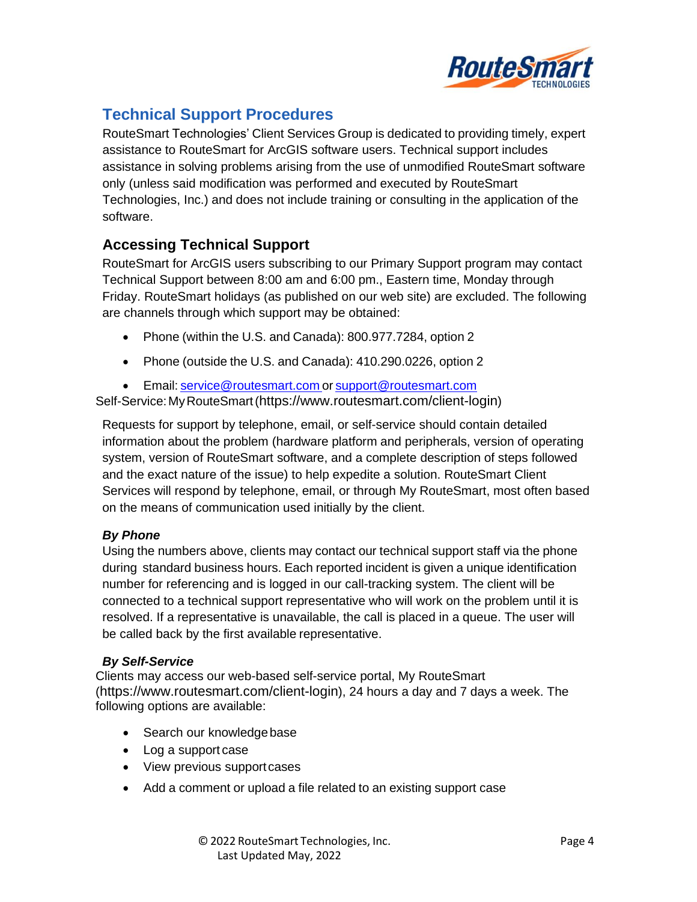## Technical Support Procedures

RouteSmart Technologies' Client Services Group is dedicated to providing timely, expert assistance to RouteSmart for ArcGIS software users. Technical support includes assistance in solving problems arising from the use of unmodified RouteSmart software only (unless said modification was performed and executed by RouteSmart Technologies, Inc.) and does not include training or consulting in the application of the software.

### Accessing Technical Support

RouteSmart for ArcGIS users subscribing to our Primary Support program may contact Technical Support between 8:00 am and 6:00 pm., Eastern time, Monday through Friday. RouteSmart holidays (as published on our web site) are excluded. The following are channels through which support may be obtained:

- Phone (within the U.S. and Canada): 800.977.7284, option 2
- Phone (outside the U.S. and Canada): 410.290.0226, option 2
- Email: service@routesmart.com or support@routesmart.com

Self-Service: My RouteSmart (https://www.routesmart.com/client-login)

Requests for support by telephone, email, or self-service should contain detailed information about the problem (hardware platform and peripherals, version of operating system, version of RouteSmart software, and a complete description of steps followed and the exact nature of the issue) to help expedite a solution. RouteSmart Client Services will respond by telephone, email, or through My RouteSmart, most often based on the means of communication used initially by the client.

#### *By Phone*

Using the numbers above, clients may contact our technical support staff via the phone during standard business hours. Each reported incident is given a unique identification number for referencing and is logged in our call-tracking system. The client will be connected to a technical support representative who will work on the problem until it is resolved. If a representative is unavailable, the call is placed in a queue. The user will be called back by the first available representative.

#### *By Self-Service*

Clients may access our web-based self-service portal, My RouteSmart (https://www.routesmart.com/client-login), 24 hours a day and 7 days a week. The following options are available:

- Search our knowledge base
- Log a support case
- View previous support cases
- Add a comment or upload a file related to an existing support case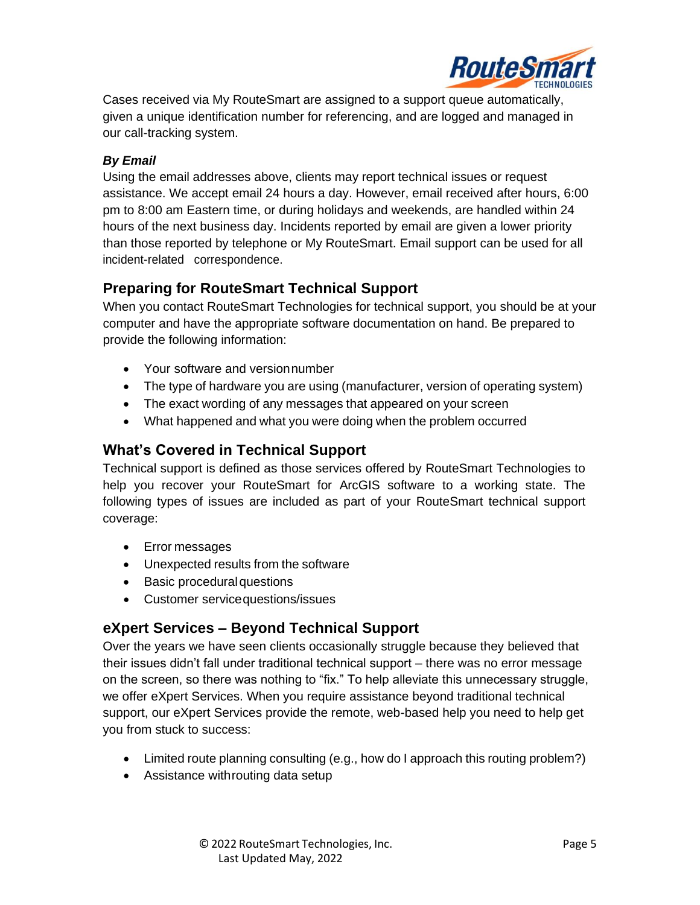Cases received via My RouteSmart are assigned to a support queue automatically, given a unique identification number for referencing, and are logged and managed in our call-tracking system.

***By Email***

Using the email addresses above, clients may report technical issues or request assistance. We accept email 24 hours a day. However, email received after hours, 6:00 pm to 8:00 am Eastern time, or during holidays and weekends, are handled within 24 hours of the next business day. Incidents reported by email are given a lower priority than those reported by telephone or My RouteSmart. Email support can be used for all incident-related correspondence.

## Preparing for RouteSmart Technical Support

When you contact RouteSmart Technologies for technical support, you should be at your computer and have the appropriate software documentation on hand. Be prepared to provide the following information:

- Your software and version number
- The type of hardware you are using (manufacturer, version of operating system)
- The exact wording of any messages that appeared on your screen
- What happened and what you were doing when the problem occurred

## What's Covered in Technical Support

Technical support is defined as those services offered by RouteSmart Technologies to help you recover your RouteSmart for ArcGIS software to a working state. The following types of issues are included as part of your RouteSmart technical support coverage:

- Error messages
- Unexpected results from the software
- Basic procedural questions
- Customer service questions/issues

## eXpert Services – Beyond Technical Support

Over the years we have seen clients occasionally struggle because they believed that their issues didn't fall under traditional technical support – there was no error message on the screen, so there was nothing to "fix." To help alleviate this unnecessary struggle, we offer eXpert Services. When you require assistance beyond traditional technical support, our eXpert Services provide the remote, web-based help you need to help get you from stuck to success:

- Limited route planning consulting (e.g., how do I approach this routing problem?)
- Assistance with routing data setup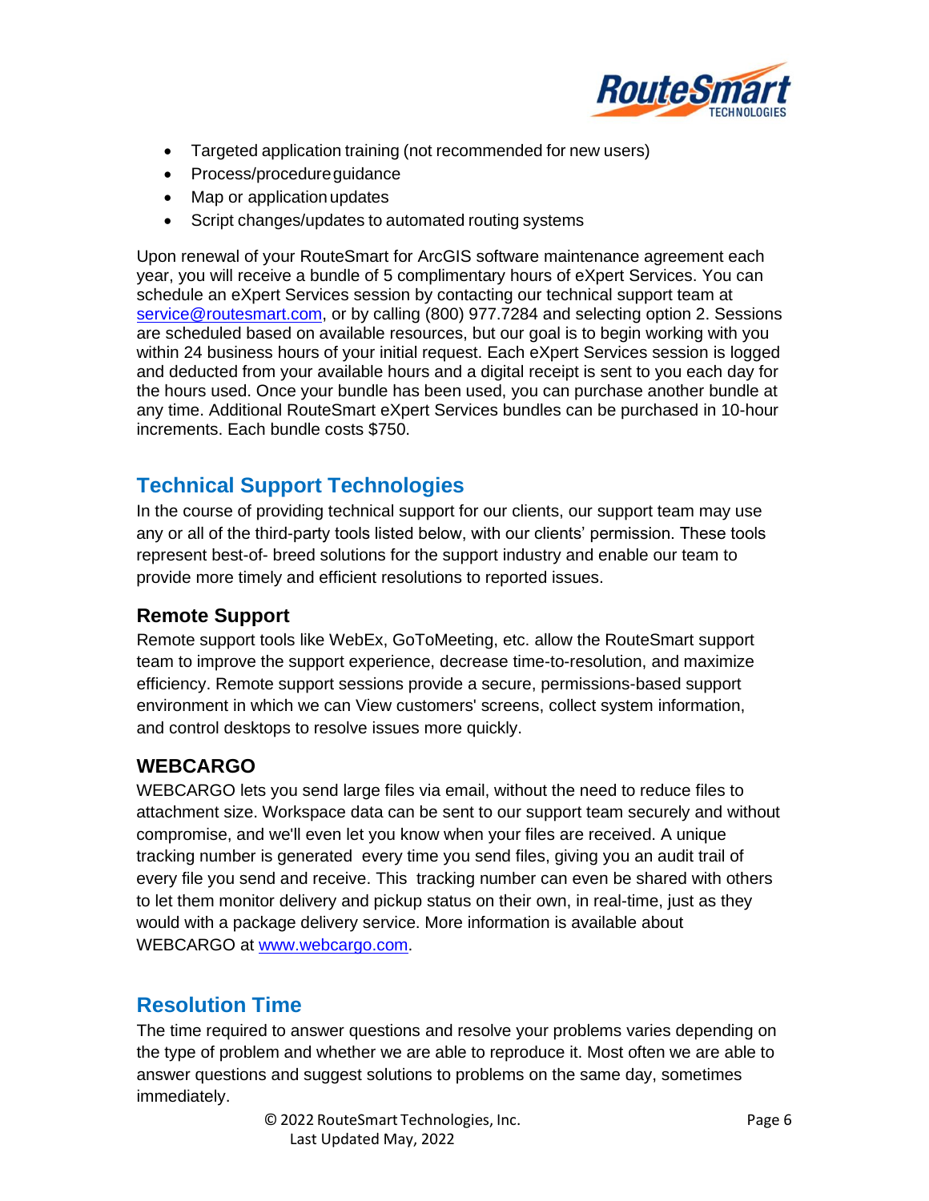- Targeted application training (not recommended for new users)
- Process/procedure guidance
- Map or application updates
- Script changes/updates to automated routing systems

Upon renewal of your RouteSmart for ArcGIS software maintenance agreement each year, you will receive a bundle of 5 complimentary hours of eXpert Services. You can schedule an eXpert Services session by contacting our technical support team at service@routesmart.com, or by calling (800) 977.7284 and selecting option 2. Sessions are scheduled based on available resources, but our goal is to begin working with you within 24 business hours of your initial request. Each eXpert Services session is logged and deducted from your available hours and a digital receipt is sent to you each day for the hours used. Once your bundle has been used, you can purchase another bundle at any time. Additional RouteSmart eXpert Services bundles can be purchased in 10-hour increments. Each bundle costs $750.

## Technical Support Technologies

In the course of providing technical support for our clients, our support team may use any or all of the third-party tools listed below, with our clients' permission. These tools represent best-of- breed solutions for the support industry and enable our team to provide more timely and efficient resolutions to reported issues.

### Remote Support

Remote support tools like WebEx, GoToMeeting, etc. allow the RouteSmart support team to improve the support experience, decrease time-to-resolution, and maximize efficiency. Remote support sessions provide a secure, permissions-based support environment in which we can View customers' screens, collect system information, and control desktops to resolve issues more quickly.

### WEBCARGO

WEBCARGO lets you send large files via email, without the need to reduce files to attachment size. Workspace data can be sent to our support team securely and without compromise, and we'll even let you know when your files are received. A unique tracking number is generated every time you send files, giving you an audit trail of every file you send and receive. This tracking number can even be shared with others to let them monitor delivery and pickup status on their own, in real-time, just as they would with a package delivery service. More information is available about WEBCARGO at www.webcargo.com.

## Resolution Time

The time required to answer questions and resolve your problems varies depending on the type of problem and whether we are able to reproduce it. Most often we are able to answer questions and suggest solutions to problems on the same day, sometimes immediately.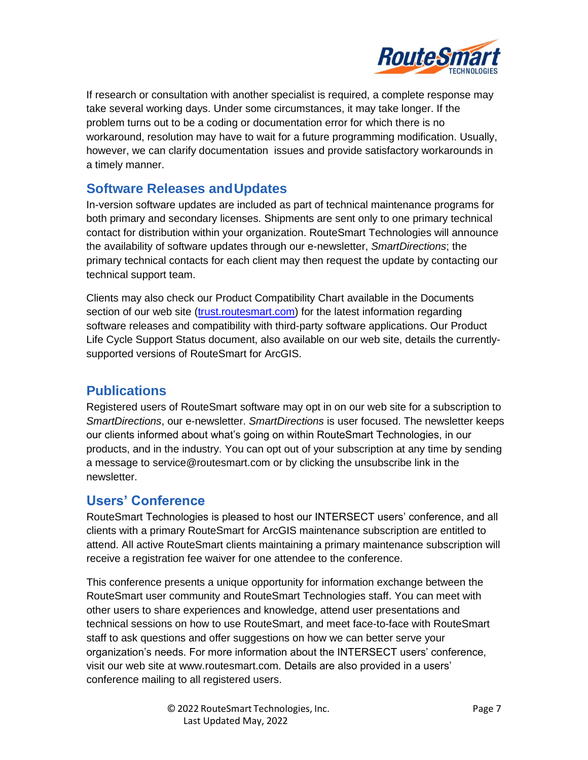If research or consultation with another specialist is required, a complete response may take several working days. Under some circumstances, it may take longer. If the problem turns out to be a coding or documentation error for which there is no workaround, resolution may have to wait for a future programming modification. Usually, however, we can clarify documentation issues and provide satisfactory workarounds in a timely manner.

## Software Releases and Updates

In-version software updates are included as part of technical maintenance programs for both primary and secondary licenses. Shipments are sent only to one primary technical contact for distribution within your organization. RouteSmart Technologies will announce the availability of software updates through our e-newsletter, *SmartDirections*; the primary technical contacts for each client may then request the update by contacting our technical support team.

Clients may also check our Product Compatibility Chart available in the Documents section of our web site (trust.routesmart.com) for the latest information regarding software releases and compatibility with third-party software applications. Our Product Life Cycle Support Status document, also available on our web site, details the currently-supported versions of RouteSmart for ArcGIS.

## Publications

Registered users of RouteSmart software may opt in on our web site for a subscription to *SmartDirections*, our e-newsletter. *SmartDirections* is user focused. The newsletter keeps our clients informed about what's going on within RouteSmart Technologies, in our products, and in the industry. You can opt out of your subscription at any time by sending a message to service@routesmart.com or by clicking the unsubscribe link in the newsletter.

## Users' Conference

RouteSmart Technologies is pleased to host our INTERSECT users' conference, and all clients with a primary RouteSmart for ArcGIS maintenance subscription are entitled to attend. All active RouteSmart clients maintaining a primary maintenance subscription will receive a registration fee waiver for one attendee to the conference.

This conference presents a unique opportunity for information exchange between the RouteSmart user community and RouteSmart Technologies staff. You can meet with other users to share experiences and knowledge, attend user presentations and technical sessions on how to use RouteSmart, and meet face-to-face with RouteSmart staff to ask questions and offer suggestions on how we can better serve your organization's needs. For more information about the INTERSECT users' conference, visit our web site at www.routesmart.com. Details are also provided in a users' conference mailing to all registered users.